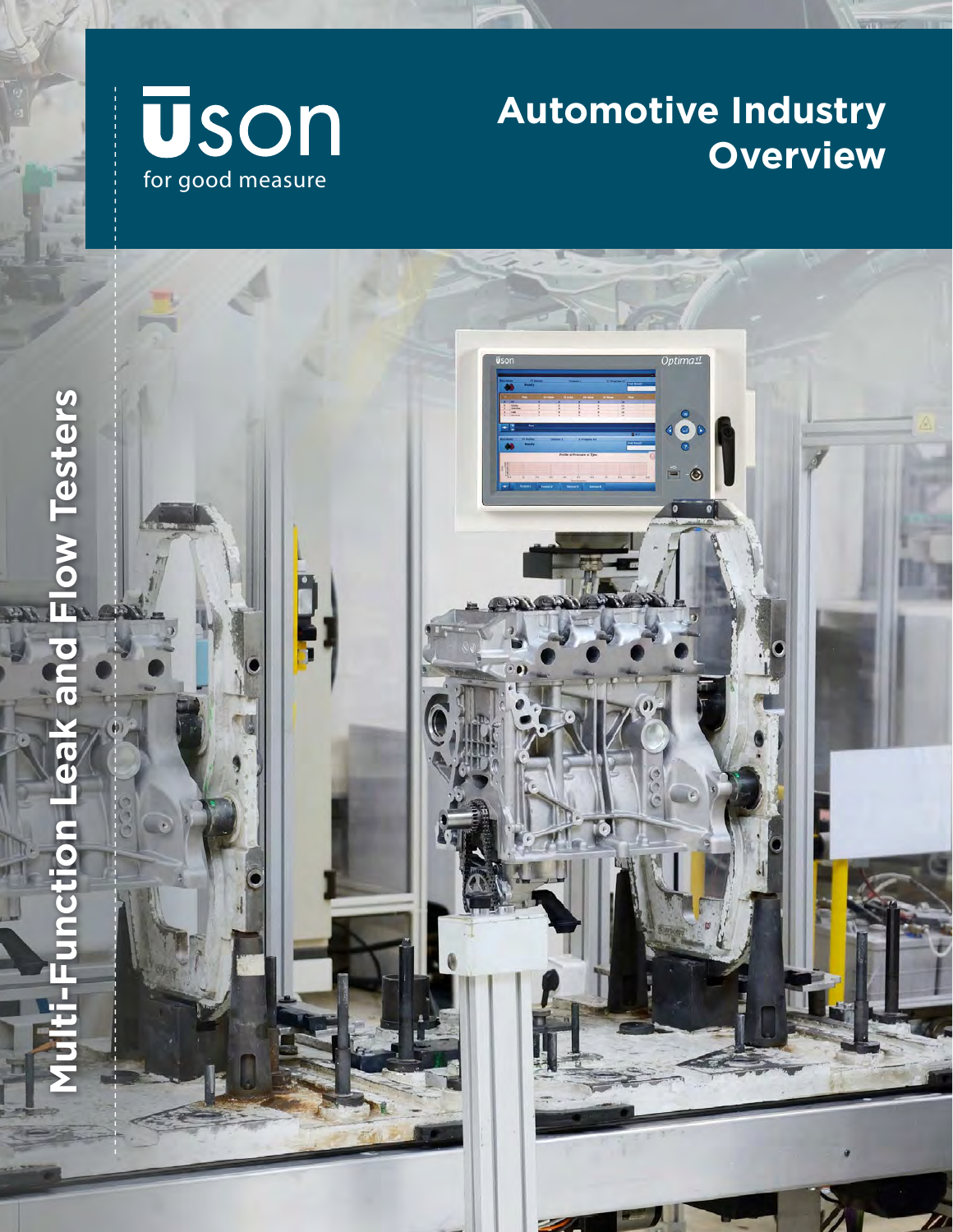Uson

for good measure

# Automotive Industry Overview

## Multi-Function Leak and Flow Testers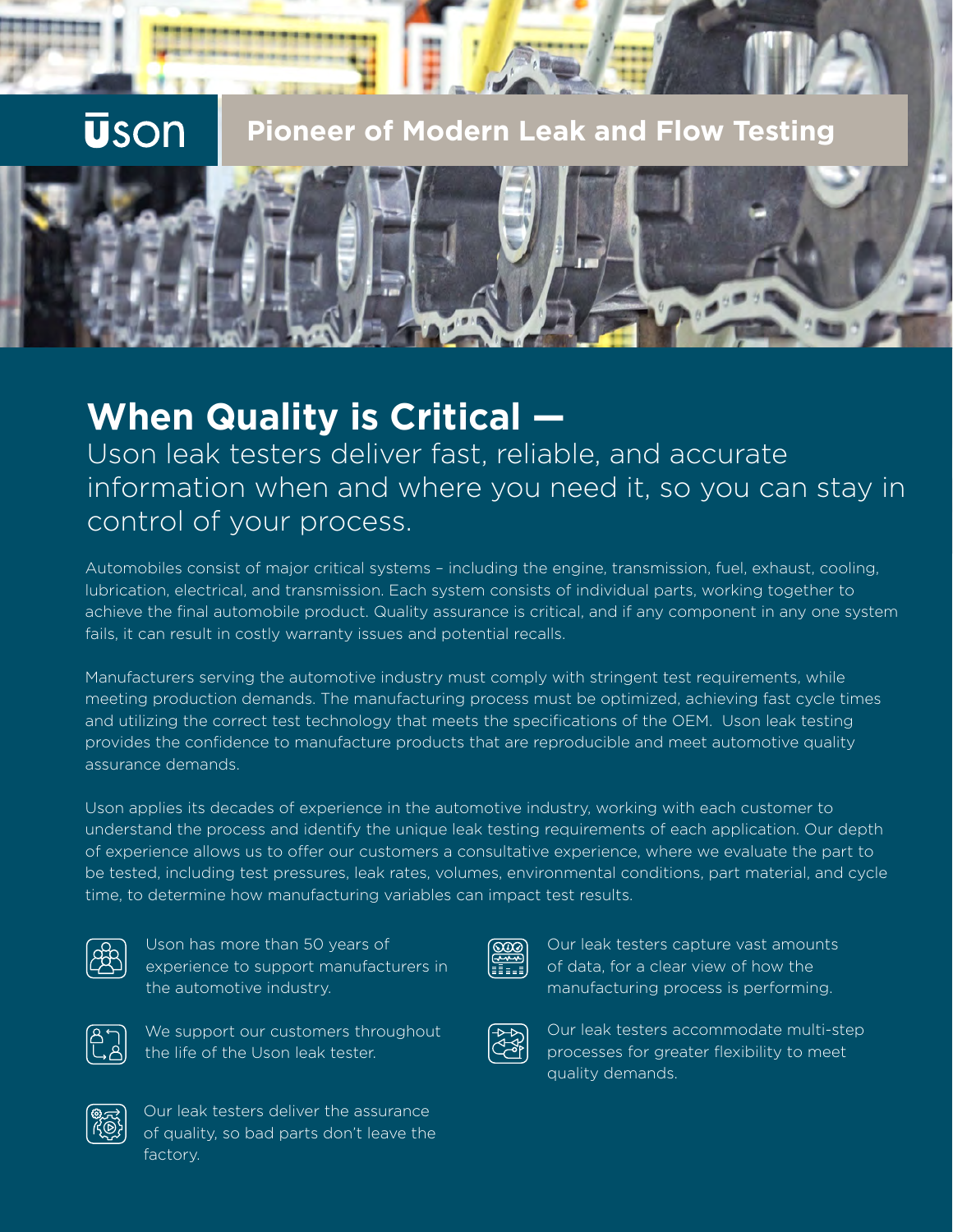Uson

## Pioneer of Modern Leak and Flow Testing

# When Quality is Critical —

Uson leak testers deliver fast, reliable, and accurate information when and where you need it, so you can stay in control of your process.

Automobiles consist of major critical systems – including the engine, transmission, fuel, exhaust, cooling, lubrication, electrical, and transmission. Each system consists of individual parts, working together to achieve the final automobile product. Quality assurance is critical, and if any component in any one system fails, it can result in costly warranty issues and potential recalls.

Manufacturers serving the automotive industry must comply with stringent test requirements, while meeting production demands. The manufacturing process must be optimized, achieving fast cycle times and utilizing the correct test technology that meets the specifications of the OEM. Uson leak testing provides the confidence to manufacture products that are reproducible and meet automotive quality assurance demands.

Uson applies its decades of experience in the automotive industry, working with each customer to understand the process and identify the unique leak testing requirements of each application. Our depth of experience allows us to offer our customers a consultative experience, where we evaluate the part to be tested, including test pressures, leak rates, volumes, environmental conditions, part material, and cycle time, to determine how manufacturing variables can impact test results.

- Uson has more than 50 years of experience to support manufacturers in the automotive industry.
- We support our customers throughout the life of the Uson leak tester.
- Our leak testers deliver the assurance of quality, so bad parts don't leave the factory.
- Our leak testers capture vast amounts of data, for a clear view of how the manufacturing process is performing.
- Our leak testers accommodate multi-step processes for greater flexibility to meet quality demands.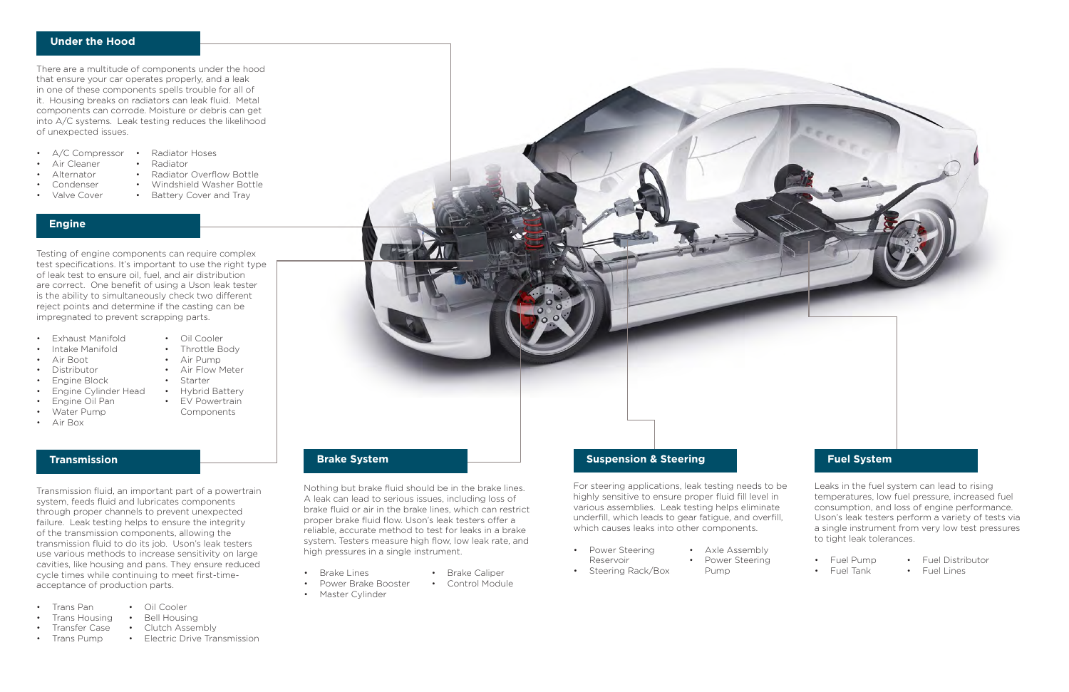## Under the Hood

There are a multitude of components under the hood that ensure your car operates properly, and a leak in one of these components spells trouble for all of it. Housing breaks on radiators can leak fluid. Metal components can corrode. Moisture or debris can get into A/C systems. Leak testing reduces the likelihood of unexpected issues.

- A/C Compressor
- Air Cleaner
- Alternator
- Condenser
- Valve Cover
- Radiator Hoses
- Radiator
- Radiator Overflow Bottle
- Windshield Washer Bottle
- Battery Cover and Tray

## Engine

Testing of engine components can require complex test specifications. It's important to use the right type of leak test to ensure oil, fuel, and air distribution are correct. One benefit of using a Uson leak tester is the ability to simultaneously check two different reject points and determine if the casting can be impregnated to prevent scrapping parts.

- Exhaust Manifold
- Intake Manifold
- Air Boot
- Distributor
- Engine Block
- Engine Cylinder Head
- Engine Oil Pan
- Water Pump
- Air Box
- Oil Cooler
- Throttle Body
- Air Pump
- Air Flow Meter
- Starter
- Hybrid Battery
- EV Powertrain Components

## Transmission

Transmission fluid, an important part of a powertrain system, feeds fluid and lubricates components through proper channels to prevent unexpected failure. Leak testing helps to ensure the integrity of the transmission components, allowing the transmission fluid to do its job. Uson's leak testers use various methods to increase sensitivity on large cavities, like housing and pans. They ensure reduced cycle times while continuing to meet first-time-acceptance of production parts.

- Trans Pan
- Trans Housing
- Transfer Case
- Trans Pump
- Oil Cooler
- Bell Housing
- Clutch Assembly
- Electric Drive Transmission

## Brake System

Nothing but brake fluid should be in the brake lines. A leak can lead to serious issues, including loss of brake fluid or air in the brake lines, which can restrict proper brake fluid flow. Uson's leak testers offer a reliable, accurate method to test for leaks in a brake system. Testers measure high flow, low leak rate, and high pressures in a single instrument.

- Brake Lines
- Power Brake Booster
- Master Cylinder
- Brake Caliper
- Control Module

## Suspension & Steering

For steering applications, leak testing needs to be highly sensitive to ensure proper fluid fill level in various assemblies. Leak testing helps eliminate underfill, which leads to gear fatigue, and overfill, which causes leaks into other components.

- Power Steering Reservoir
- Steering Rack/Box
- Axle Assembly
- Power Steering Pump

## Fuel System

Leaks in the fuel system can lead to rising temperatures, low fuel pressure, increased fuel consumption, and loss of engine performance. Uson's leak testers perform a variety of tests via a single instrument from very low test pressures to tight leak tolerances.

- Fuel Pump
- Fuel Tank
- Fuel Distributor
- Fuel Lines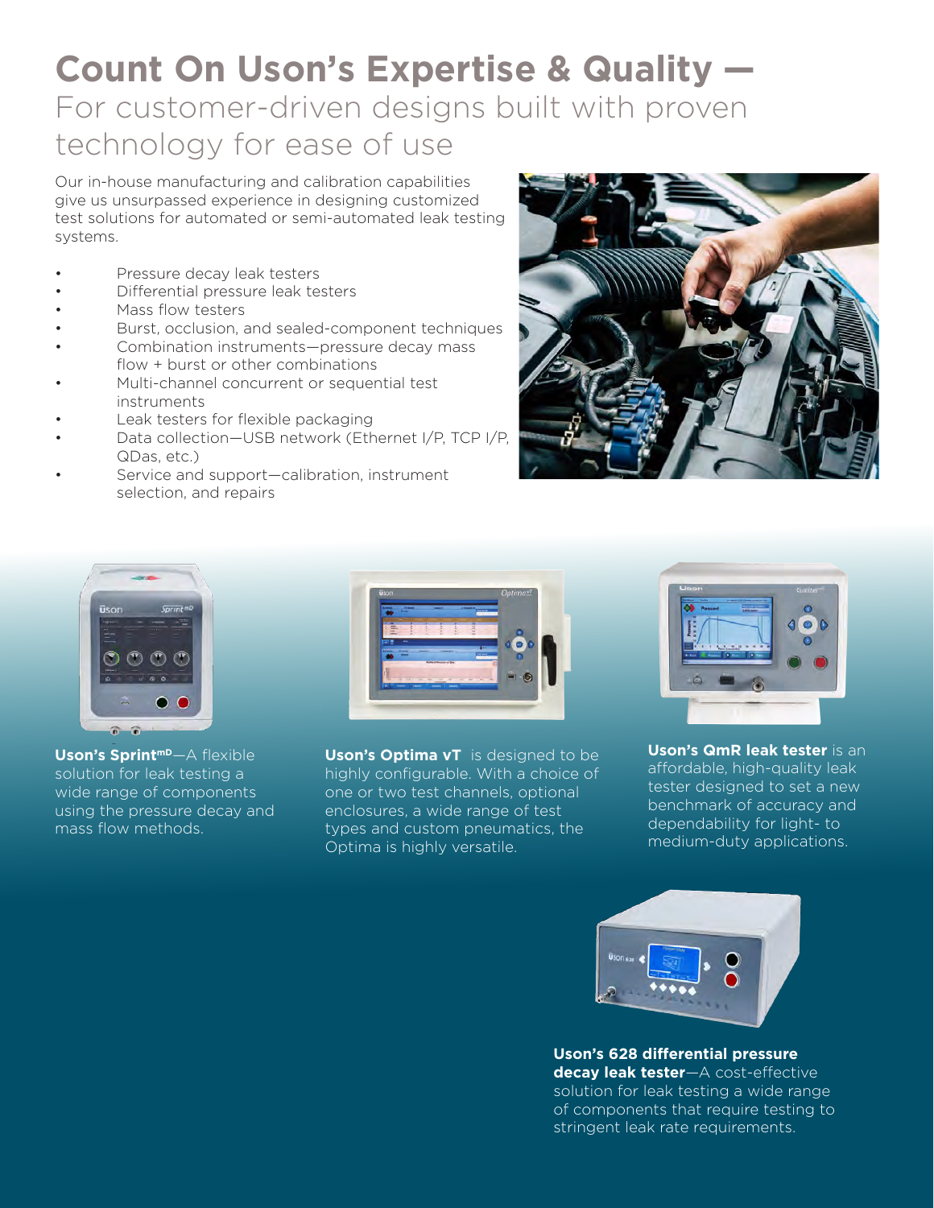# Count On Uson's Expertise & Quality —

## For customer-driven designs built with proven technology for ease of use

Our in-house manufacturing and calibration capabilities give us unsurpassed experience in designing customized test solutions for automated or semi-automated leak testing systems.

- Pressure decay leak testers
- Differential pressure leak testers
- Mass flow testers
- Burst, occlusion, and sealed-component techniques
- Combination instruments—pressure decay mass flow + burst or other combinations
- Multi-channel concurrent or sequential test instruments
- Leak testers for flexible packaging
- Data collection—USB network (Ethernet I/P, TCP I/P, QDas, etc.)
- Service and support—calibration, instrument selection, and repairs

**Uson's Sprint**[mD]—A flexible solution for leak testing a wide range of components using the pressure decay and mass flow methods.

**Uson's Optima vT** is designed to be highly configurable. With a choice of one or two test channels, optional enclosures, a wide range of test types and custom pneumatics, the Optima is highly versatile.

**Uson's QmR leak tester** is an affordable, high-quality leak tester designed to set a new benchmark of accuracy and dependability for light- to medium-duty applications.

**Uson's 628 differential pressure decay leak tester**—A cost-effective solution for leak testing a wide range of components that require testing to stringent leak rate requirements.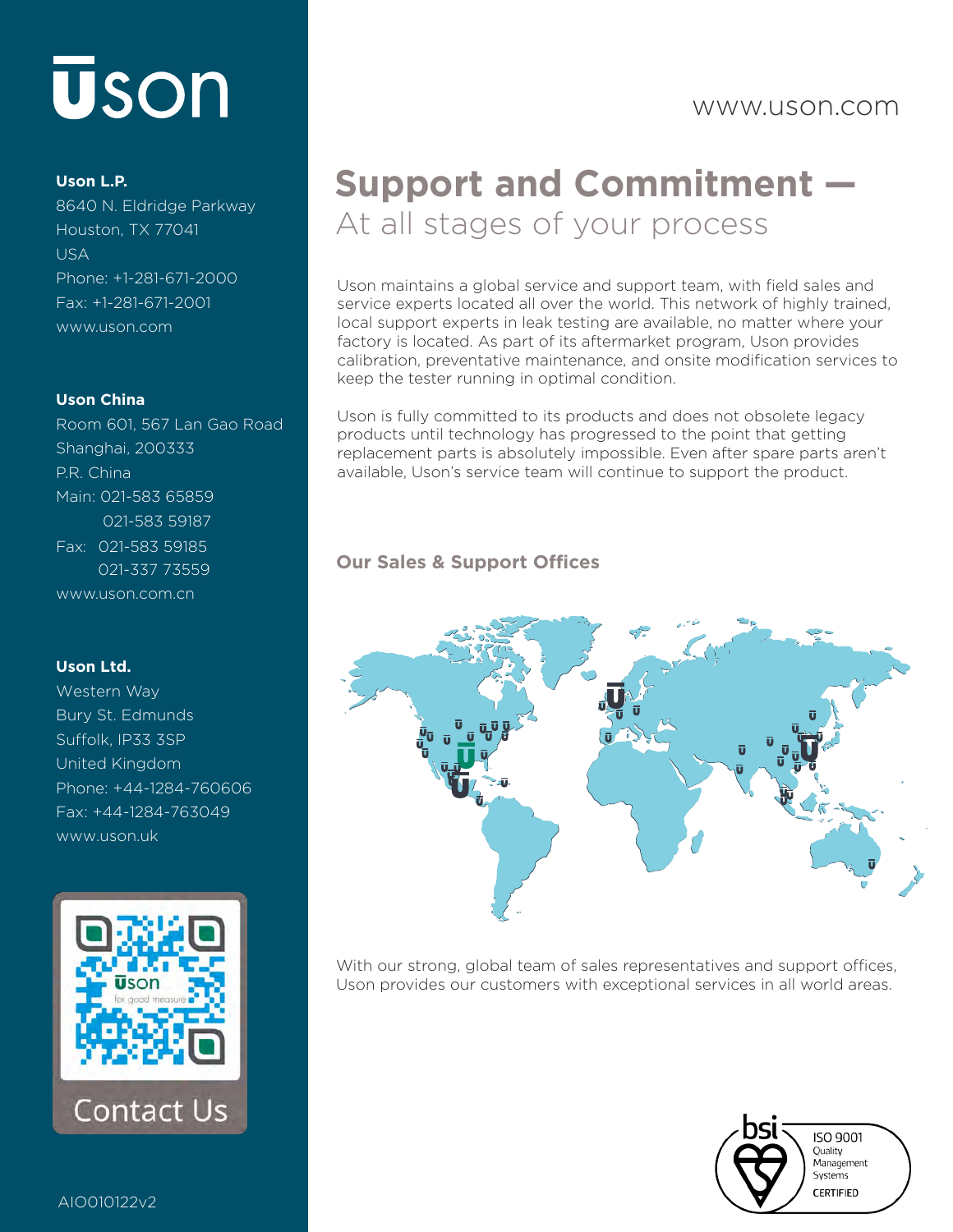# Uson

**Uson L.P.**
8640 N. Eldridge Parkway
Houston, TX 77041
USA
Phone: +1-281-671-2000
Fax: +1-281-671-2001
www.uson.com

**Uson China**
Room 601, 567 Lan Gao Road
Shanghai, 200333
P.R. China
Main: 021-583 65859
021-583 59187
Fax: 021-583 59185
021-337 73559
www.uson.com.cn

**Uson Ltd.**
Western Way
Bury St. Edmunds
Suffolk, IP33 3SP
United Kingdom
Phone: +44-1284-760606
Fax: +44-1284-763049
www.uson.uk

Uson
for good measure
Contact Us

AIO010122v2

www.uson.com

## Support and Commitment — At all stages of your process

Uson maintains a global service and support team, with field sales and service experts located all over the world. This network of highly trained, local support experts in leak testing are available, no matter where your factory is located. As part of its aftermarket program, Uson provides calibration, preventative maintenance, and onsite modification services to keep the tester running in optimal condition.

Uson is fully committed to its products and does not obsolete legacy products until technology has progressed to the point that getting replacement parts is absolutely impossible. Even after spare parts aren't available, Uson's service team will continue to support the product.

### Our Sales & Support Offices

With our strong, global team of sales representatives and support offices, Uson provides our customers with exceptional services in all world areas.

bsi
ISO 9001
Quality
Management
Systems
CERTIFIED